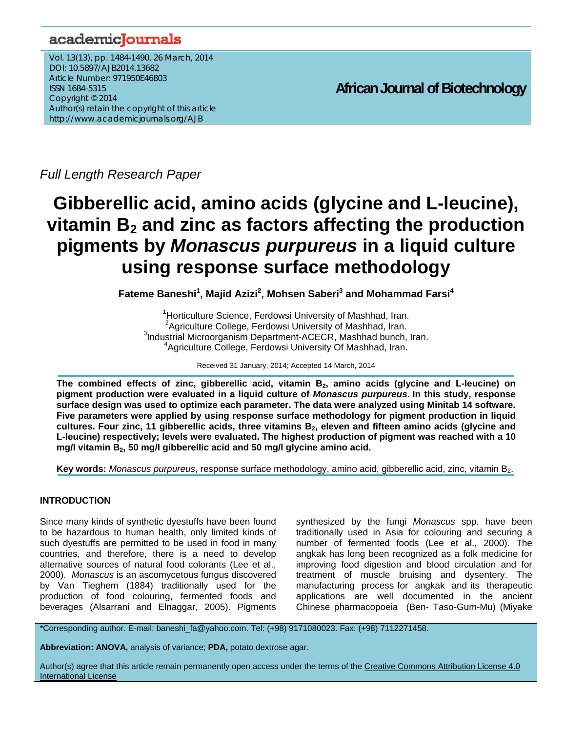Full Length Research Paper

# Gibberellic acid, amino acids (glycine and L-leucine), vitamin $B_2$ and zinc as factors affecting the production pigments by *Monascus purpureus* in a liquid culture using response surface methodology

**Fateme Baneshi[1], Majid Azizi[2], Mohsen Saberi[3] and Mohammad Farsi[4]**

[1]Horticulture Science, Ferdowsi University of Mashhad, Iran.
[2]Agriculture College, Ferdowsi University of Mashhad, Iran.
[3]Industrial Microorganism Department-ACECR, Mashhad bunch, Iran.
[4]Agriculture College, Ferdowsi University Of Mashhad, Iran.

Received 31 January, 2014; Accepted 14 March, 2014

**The combined effects of zinc, gibberellic acid, vitamin $B_2$, amino acids (glycine and L-leucine) on pigment production were evaluated in a liquid culture of *Monascus purpureus*. In this study, response surface design was used to optimize each parameter. The data were analyzed using Minitab 14 software. Five parameters were applied by using response surface methodology for pigment production in liquid cultures. Four zinc, 11 gibberellic acids, three vitamins $B_2$, eleven and fifteen amino acids (glycine and L-leucine) respectively; levels were evaluated. The highest production of pigment was reached with a 10 mg/l vitamin $B_2$, 50 mg/l gibberellic acid and 50 mg/l glycine amino acid.**

**Key words:** *Monascus purpureus*, response surface methodology, amino acid, gibberellic acid, zinc, vitamin $B_2$.

## INTRODUCTION

Since many kinds of synthetic dyestuffs have been found to be hazardous to human health, only limited kinds of such dyestuffs are permitted to be used in food in many countries, and therefore, there is a need to develop alternative sources of natural food colorants (Lee et al., 2000). *Monascus* is an ascomycetous fungus discovered by Van Tieghem (1884) traditionally used for the production of food colouring, fermented foods and beverages (Alsarrani and Elnaggar, 2005). Pigments synthesized by the fungi *Monascus* spp. have been traditionally used in Asia for colouring and securing a number of fermented foods (Lee et al., 2000). The angkak has long been recognized as a folk medicine for improving food digestion and blood circulation and for treatment of muscle bruising and dysentery. The manufacturing process for angkak and its therapeutic applications are well documented in the ancient Chinese pharmacopoeia (Ben- Taso-Gum-Mu) (Miyake

*Corresponding author. E-mail: baneshi_fa@yahoo.com. Tel: (+98) 9171080023. Fax: (+98) 7112271458.

**Abbreviation: ANOVA,** analysis of variance; **PDA,** potato dextrose agar.

Author(s) agree that this article remain permanently open access under the terms of the Creative Commons Attribution License 4.0 International License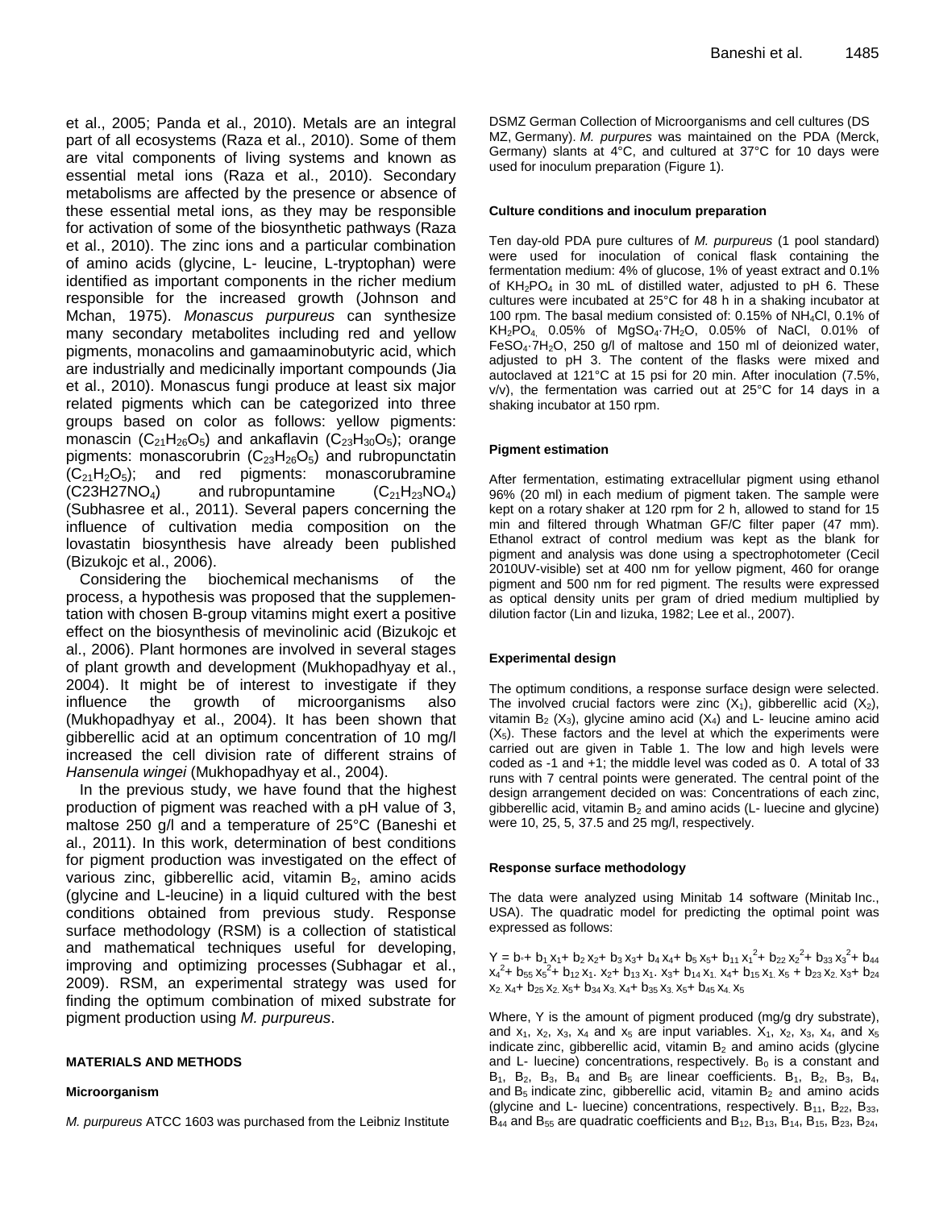et al., 2005; Panda et al., 2010). Metals are an integral part of all ecosystems (Raza et al., 2010). Some of them are vital components of living systems and known as essential metal ions (Raza et al., 2010). Secondary metabolisms are affected by the presence or absence of these essential metal ions, as they may be responsible for activation of some of the biosynthetic pathways (Raza et al., 2010). The zinc ions and a particular combination of amino acids (glycine, L- leucine, L-tryptophan) were identified as important components in the richer medium responsible for the increased growth (Johnson and Mchan, 1975). *Monascus purpureus* can synthesize many secondary metabolites including red and yellow pigments, monacolins and gamaaminobutyric acid, which are industrially and medicinally important compounds (Jia et al., 2010). Monascus fungi produce at least six major related pigments which can be categorized into three groups based on color as follows: yellow pigments: monascin ($C_{21}H_{26}O_5$) and ankaflavin ($C_{23}H_{30}O_5$); orange pigments: monascorubrin ($C_{23}H_{26}O_5$) and rubropunctatin ($C_{21}H_2O_5$); and red pigments: monascorubramine (C23H27NO$_4$) and rubropuntamine ($C_{21}H_{23}NO_4$) (Subhasree et al., 2011). Several papers concerning the influence of cultivation media composition on the lovastatin biosynthesis have already been published (Bizukojc et al., 2006).

Considering the biochemical mechanisms of the process, a hypothesis was proposed that the supplementation with chosen B-group vitamins might exert a positive effect on the biosynthesis of mevinolinic acid (Bizukojc et al., 2006). Plant hormones are involved in several stages of plant growth and development (Mukhopadhyay et al., 2004). It might be of interest to investigate if they influence the growth of microorganisms also (Mukhopadhyay et al., 2004). It has been shown that gibberellic acid at an optimum concentration of 10 mg/l increased the cell division rate of different strains of *Hansenula wingei* (Mukhopadhyay et al., 2004).

In the previous study, we have found that the highest production of pigment was reached with a pH value of 3, maltose 250 g/l and a temperature of 25°C (Baneshi et al., 2011). In this work, determination of best conditions for pigment production was investigated on the effect of various zinc, gibberellic acid, vitamin $B_2$, amino acids (glycine and L-leucine) in a liquid cultured with the best conditions obtained from previous study. Response surface methodology (RSM) is a collection of statistical and mathematical techniques useful for developing, improving and optimizing processes (Subhagar et al., 2009). RSM, an experimental strategy was used for finding the optimum combination of mixed substrate for pigment production using *M. purpureus*.

## MATERIALS AND METHODS

### Microorganism

*M. purpureus* ATCC 1603 was purchased from the Leibniz Institute DSMZ German Collection of Microorganisms and cell cultures (DS MZ, Germany). *M. purpures* was maintained on the PDA (Merck, Germany) slants at 4°C, and cultured at 37°C for 10 days were used for inoculum preparation (Figure 1).

### Culture conditions and inoculum preparation

Ten day-old PDA pure cultures of *M. purpureus* (1 pool standard) were used for inoculation of conical flask containing the fermentation medium: 4% of glucose, 1% of yeast extract and 0.1% of $KH_2PO_4$ in 30 mL of distilled water, adjusted to pH 6. These cultures were incubated at 25°C for 48 h in a shaking incubator at 100 rpm. The basal medium consisted of: 0.15% of $NH_4Cl$, 0.1% of $KH_2PO_4$, 0.05% of $MgSO_4 \cdot 7H_2O$, 0.05% of NaCl, 0.01% of $FeSO_4 \cdot 7H_2O$, 250 g/l of maltose and 150 ml of deionized water, adjusted to pH 3. The content of the flasks were mixed and autoclaved at 121°C at 15 psi for 20 min. After inoculation (7.5%, v/v), the fermentation was carried out at 25°C for 14 days in a shaking incubator at 150 rpm.

### Pigment estimation

After fermentation, estimating extracellular pigment using ethanol 96% (20 ml) in each medium of pigment taken. The sample were kept on a rotary shaker at 120 rpm for 2 h, allowed to stand for 15 min and filtered through Whatman GF/C filter paper (47 mm). Ethanol extract of control medium was kept as the blank for pigment and analysis was done using a spectrophotometer (Cecil 2010UV-visible) set at 400 nm for yellow pigment, 460 for orange pigment and 500 nm for red pigment. The results were expressed as optical density units per gram of dried medium multiplied by dilution factor (Lin and Iizuka, 1982; Lee et al., 2007).

### Experimental design

The optimum conditions, a response surface design were selected. The involved crucial factors were zinc ($X_1$), gibberellic acid ($X_2$), vitamin $B_2$ ($X_3$), glycine amino acid ($X_4$) and L- leucine amino acid ($X_5$). These factors and the level at which the experiments were carried out are given in Table 1. The low and high levels were coded as -1 and +1; the middle level was coded as 0. A total of 33 runs with 7 central points were generated. The central point of the design arrangement decided on was: Concentrations of each zinc, gibberellic acid, vitamin $B_2$ and amino acids (L- luecine and glycine) were 10, 25, 5, 37.5 and 25 mg/l, respectively.

### Response surface methodology

The data were analyzed using Minitab 14 software (Minitab Inc., USA). The quadratic model for predicting the optimal point was expressed as follows:

$$Y = b_0 + b_1 x_1 + b_2 x_2 + b_3 x_3 + b_4 x_4 + b_5 x_5 + b_{11} x_1^2 + b_{22} x_2^2 + b_{33} x_3^2 + b_{44} x_4^2 + b_{55} x_5^2 + b_{12} x_1 . x_2 + b_{13} x_1 . x_3 + b_{14} x_1 . x_4 + b_{15} x_1 . x_5 + b_{23} x_2 . x_3 + b_{24} x_2 . x_4 + b_{25} x_2 . x_5 + b_{34} x_3 . x_4 + b_{35} x_3 . x_5 + b_{45} x_4 . x_5$$

Where, Y is the amount of pigment produced (mg/g dry substrate), and $x_1$, $x_2$, $x_3$, $x_4$ and $x_5$ are input variables. $X_1$, $x_2$, $x_3$, $x_4$, and $x_5$ indicate zinc, gibberellic acid, vitamin $B_2$ and amino acids (glycine and L- luecine) concentrations, respectively. $B_0$ is a constant and $B_1$, $B_2$, $B_3$, $B_4$ and $B_5$ are linear coefficients. $B_1$, $B_2$, $B_3$, $B_4$, and $B_5$ indicate zinc, gibberellic acid, vitamin $B_2$ and amino acids (glycine and L- luecine) concentrations, respectively. $B_{11}$, $B_{22}$, $B_{33}$, $B_{44}$ and $B_{55}$ are quadratic coefficients and $B_{12}$, $B_{13}$, $B_{14}$, $B_{15}$, $B_{23}$, $B_{24}$,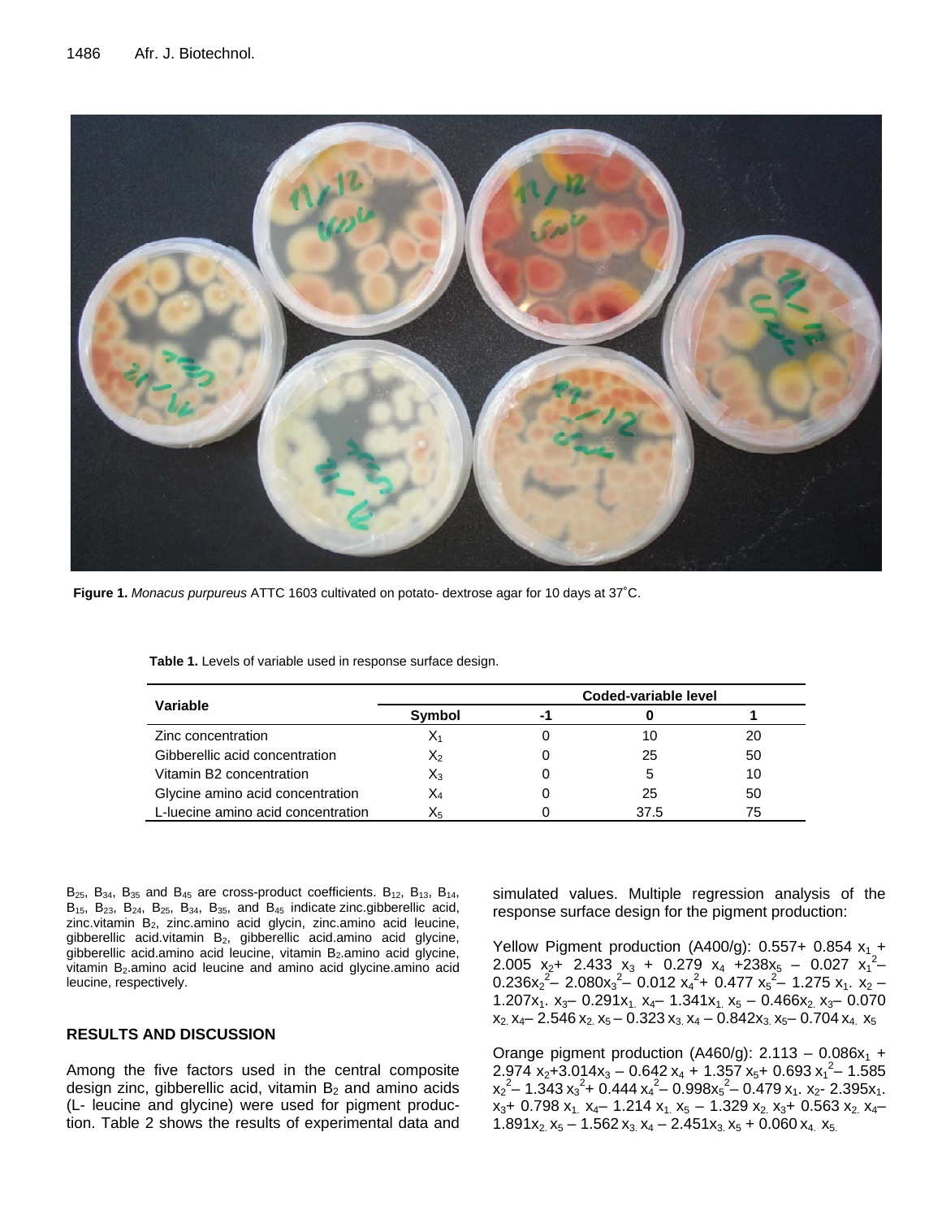**Figure 1.** *Monacus purpureus* ATTC 1603 cultivated on potato- dextrose agar for 10 days at 37˚C.

**Table 1.** Levels of variable used in response surface design.

| Variable | Coded-variable level | | | |
|---|---|---|---|---|
| | Symbol | -1 | 0 | 1 |
| Zinc concentration | $X_1$ | 0 | 10 | 20 |
| Gibberellic acid concentration | $X_2$ | 0 | 25 | 50 |
| Vitamin B2 concentration | $X_3$ | 0 | 5 | 10 |
| Glycine amino acid concentration | $X_4$ | 0 | 25 | 50 |
| L-luecine amino acid concentration | $X_5$ | 0 | 37.5 | 75 |

$B_{25}$, $B_{34}$, $B_{35}$ and $B_{45}$ are cross-product coefficients. $B_{12}$, $B_{13}$, $B_{14}$, $B_{15}$, $B_{23}$, $B_{24}$, $B_{25}$, $B_{34}$, $B_{35}$, and $B_{45}$ indicate zinc.gibberellic acid, zinc.vitamin $B_2$, zinc.amino acid glycin, zinc.amino acid leucine, gibberellic acid.vitamin $B_2$, gibberellic acid.amino acid glycine, gibberellic acid.amino acid leucine, vitamin $B_2$.amino acid glycine, vitamin $B_2$.amino acid leucine and amino acid glycine.amino acid leucine, respectively.

## RESULTS AND DISCUSSION

Among the five factors used in the central composite design zinc, gibberellic acid, vitamin $B_2$ and amino acids (L- leucine and glycine) were used for pigment production. Table 2 shows the results of experimental data and simulated values. Multiple regression analysis of the response surface design for the pigment production:

Yellow Pigment production (A400/g): $0.557 + 0.854\, x_1 + 2.005\, x_2 + 2.433\, x_3 + 0.279\, x_4 + 238 x_5 - 0.027\, x_1^2 - 0.236 x_2^2 - 2.080 x_3^2 - 0.012\, x_4^2 + 0.477\, x_5^2 - 1.275\, x_1.\, x_2 - 1.207 x_1.\, x_3 - 0.291 x_1.\, x_4 - 1.341 x_1.\, x_5 - 0.466 x_2.\, x_3 - 0.070\, x_2.\, x_4 - 2.546\, x_2.\, x_5 - 0.323\, x_3.\, x_4 - 0.842 x_3.\, x_5 - 0.704\, x_4.\, x_5$

Orange pigment production (A460/g): $2.113 - 0.086 x_1 + 2.974\, x_2 + 3.014 x_3 - 0.642\, x_4 + 1.357\, x_5 + 0.693\, x_1^2 - 1.585\, x_2^2 - 1.343\, x_3^2 + 0.444\, x_4^2 - 0.998 x_5^2 - 0.479\, x_1.\, x_2 - 2.395 x_1.\, x_3 + 0.798\, x_1.\, x_4 - 1.214\, x_1.\, x_5 - 1.329\, x_2.\, x_3 + 0.563\, x_2.\, x_4 - 1.891 x_2.\, x_5 - 1.562\, x_3.\, x_4 - 2.451 x_3.\, x_5 + 0.060\, x_4.\, x_5.$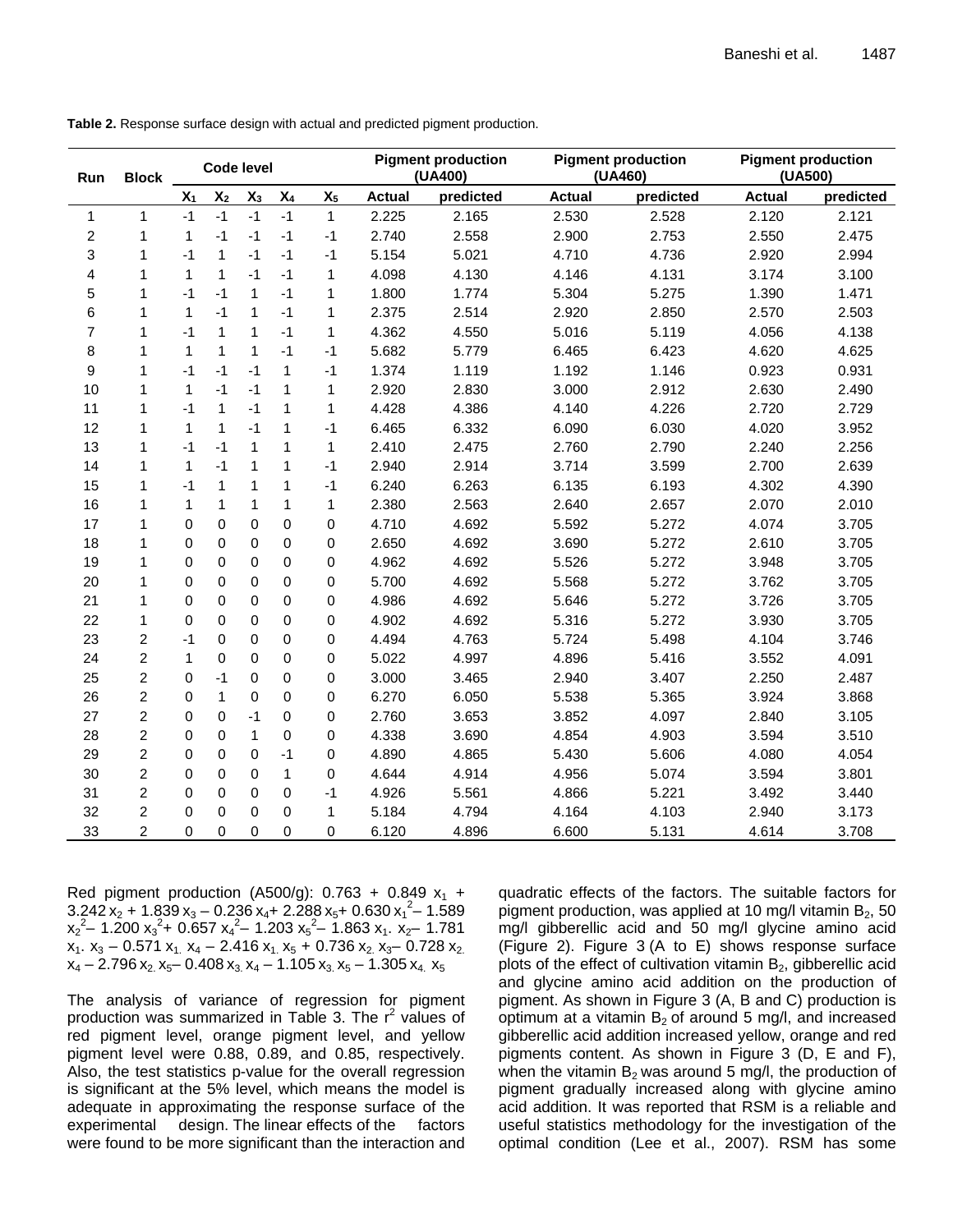**Table 2.** Response surface design with actual and predicted pigment production.

| Run | Block | Code level | | | | | Pigment production (UA400) | | Pigment production (UA460) | | Pigment production (UA500) | |
|---|---|---|---|---|---|---|---|---|---|---|---|---|
| | | $X_1$ | $X_2$ | $X_3$ | $X_4$ | $X_5$ | Actual | predicted | Actual | predicted | Actual | predicted |
| 1 | 1 | -1 | -1 | -1 | -1 | 1 | 2.225 | 2.165 | 2.530 | 2.528 | 2.120 | 2.121 |
| 2 | 1 | 1 | -1 | -1 | -1 | -1 | 2.740 | 2.558 | 2.900 | 2.753 | 2.550 | 2.475 |
| 3 | 1 | -1 | 1 | -1 | -1 | -1 | 5.154 | 5.021 | 4.710 | 4.736 | 2.920 | 2.994 |
| 4 | 1 | 1 | 1 | -1 | -1 | 1 | 4.098 | 4.130 | 4.146 | 4.131 | 3.174 | 3.100 |
| 5 | 1 | -1 | -1 | 1 | -1 | 1 | 1.800 | 1.774 | 5.304 | 5.275 | 1.390 | 1.471 |
| 6 | 1 | 1 | -1 | 1 | -1 | 1 | 2.375 | 2.514 | 2.920 | 2.850 | 2.570 | 2.503 |
| 7 | 1 | -1 | 1 | 1 | -1 | 1 | 4.362 | 4.550 | 5.016 | 5.119 | 4.056 | 4.138 |
| 8 | 1 | 1 | 1 | 1 | -1 | -1 | 5.682 | 5.779 | 6.465 | 6.423 | 4.620 | 4.625 |
| 9 | 1 | -1 | -1 | -1 | 1 | -1 | 1.374 | 1.119 | 1.192 | 1.146 | 0.923 | 0.931 |
| 10 | 1 | 1 | -1 | -1 | 1 | 1 | 2.920 | 2.830 | 3.000 | 2.912 | 2.630 | 2.490 |
| 11 | 1 | -1 | 1 | -1 | 1 | 1 | 4.428 | 4.386 | 4.140 | 4.226 | 2.720 | 2.729 |
| 12 | 1 | 1 | 1 | -1 | 1 | -1 | 6.465 | 6.332 | 6.090 | 6.030 | 4.020 | 3.952 |
| 13 | 1 | -1 | -1 | 1 | 1 | 1 | 2.410 | 2.475 | 2.760 | 2.790 | 2.240 | 2.256 |
| 14 | 1 | 1 | -1 | 1 | 1 | -1 | 2.940 | 2.914 | 3.714 | 3.599 | 2.700 | 2.639 |
| 15 | 1 | -1 | 1 | 1 | 1 | -1 | 6.240 | 6.263 | 6.135 | 6.193 | 4.302 | 4.390 |
| 16 | 1 | 1 | 1 | 1 | 1 | 1 | 2.380 | 2.563 | 2.640 | 2.657 | 2.070 | 2.010 |
| 17 | 1 | 0 | 0 | 0 | 0 | 0 | 4.710 | 4.692 | 5.592 | 5.272 | 4.074 | 3.705 |
| 18 | 1 | 0 | 0 | 0 | 0 | 0 | 2.650 | 4.692 | 3.690 | 5.272 | 2.610 | 3.705 |
| 19 | 1 | 0 | 0 | 0 | 0 | 0 | 4.962 | 4.692 | 5.526 | 5.272 | 3.948 | 3.705 |
| 20 | 1 | 0 | 0 | 0 | 0 | 0 | 5.700 | 4.692 | 5.568 | 5.272 | 3.762 | 3.705 |
| 21 | 1 | 0 | 0 | 0 | 0 | 0 | 4.986 | 4.692 | 5.646 | 5.272 | 3.726 | 3.705 |
| 22 | 1 | 0 | 0 | 0 | 0 | 0 | 4.902 | 4.692 | 5.316 | 5.272 | 3.930 | 3.705 |
| 23 | 2 | -1 | 0 | 0 | 0 | 0 | 4.494 | 4.763 | 5.724 | 5.498 | 4.104 | 3.746 |
| 24 | 2 | 1 | 0 | 0 | 0 | 0 | 5.022 | 4.997 | 4.896 | 5.416 | 3.552 | 4.091 |
| 25 | 2 | 0 | -1 | 0 | 0 | 0 | 3.000 | 3.465 | 2.940 | 3.407 | 2.250 | 2.487 |
| 26 | 2 | 0 | 1 | 0 | 0 | 0 | 6.270 | 6.050 | 5.538 | 5.365 | 3.924 | 3.868 |
| 27 | 2 | 0 | 0 | -1 | 0 | 0 | 2.760 | 3.653 | 3.852 | 4.097 | 2.840 | 3.105 |
| 28 | 2 | 0 | 0 | 1 | 0 | 0 | 4.338 | 3.690 | 4.854 | 4.903 | 3.594 | 3.510 |
| 29 | 2 | 0 | 0 | 0 | -1 | 0 | 4.890 | 4.865 | 5.430 | 5.606 | 4.080 | 4.054 |
| 30 | 2 | 0 | 0 | 0 | 1 | 0 | 4.644 | 4.914 | 4.956 | 5.074 | 3.594 | 3.801 |
| 31 | 2 | 0 | 0 | 0 | 0 | -1 | 4.926 | 5.561 | 4.866 | 5.221 | 3.492 | 3.440 |
| 32 | 2 | 0 | 0 | 0 | 0 | 1 | 5.184 | 4.794 | 4.164 | 4.103 | 2.940 | 3.173 |
| 33 | 2 | 0 | 0 | 0 | 0 | 0 | 6.120 | 4.896 | 6.600 | 5.131 | 4.614 | 3.708 |

Red pigment production (A500/g): $0.763 + 0.849\,x_1 + 3.242\,x_2 + 1.839\,x_3 - 0.236\,x_4 + 2.288\,x_5 + 0.630\,x_1^2 - 1.589\,x_2^2 - 1.200\,x_3^2 + 0.657\,x_4^2 - 1.203\,x_5^2 - 1.863\,x_1 x_2 - 1.781\,x_1 x_3 - 0.571\,x_1 x_4 - 2.416\,x_1 x_5 + 0.736\,x_2 x_3 - 0.728\,x_2 x_4 - 2.796\,x_2 x_5 - 0.408\,x_3 x_4 - 1.105\,x_3 x_5 - 1.305\,x_4 x_5$

The analysis of variance of regression for pigment production was summarized in Table 3. The $r^2$ values of red pigment level, orange pigment level, and yellow pigment level were 0.88, 0.89, and 0.85, respectively. Also, the test statistics p-value for the overall regression is significant at the 5% level, which means the model is adequate in approximating the response surface of the experimental design. The linear effects of the factors were found to be more significant than the interaction and quadratic effects of the factors. The suitable factors for pigment production, was applied at 10 mg/l vitamin $B_2$, 50 mg/l gibberellic acid and 50 mg/l glycine amino acid (Figure 2). Figure 3 (A to E) shows response surface plots of the effect of cultivation vitamin $B_2$, gibberellic acid and glycine amino acid addition on the production of pigment. As shown in Figure 3 (A, B and C) production is optimum at a vitamin $B_2$ of around 5 mg/l, and increased gibberellic acid addition increased yellow, orange and red pigments content. As shown in Figure 3 (D, E and F), when the vitamin $B_2$ was around 5 mg/l, the production of pigment gradually increased along with glycine amino acid addition. It was reported that RSM is a reliable and useful statistics methodology for the investigation of the optimal condition (Lee et al., 2007). RSM has some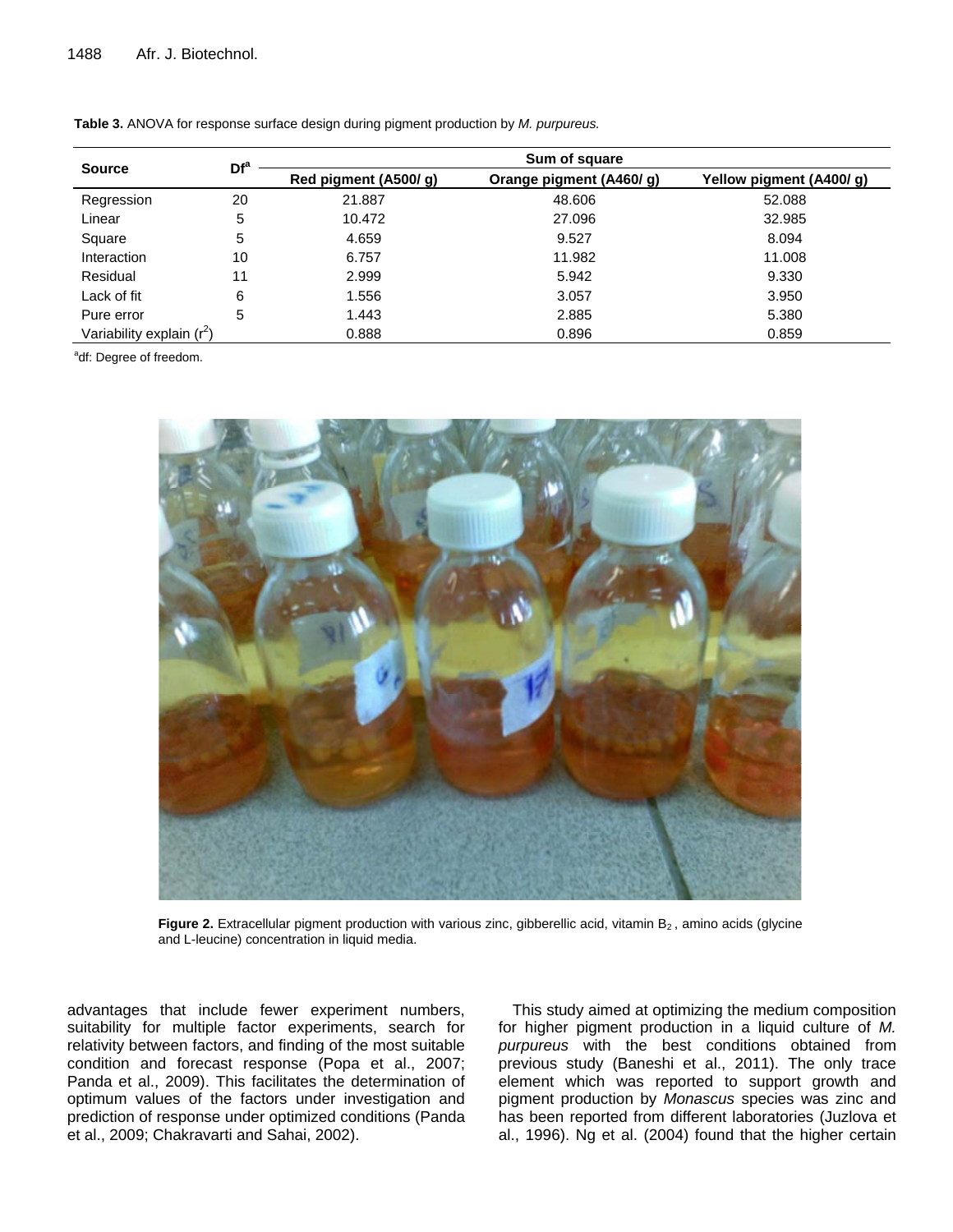**Table 3.** ANOVA for response surface design during pigment production by *M. purpureus.*

| Source | Df[a] | Sum of square | | |
|---|---|---|---|---|
| | | Red pigment (A500/ g) | Orange pigment (A460/ g) | Yellow pigment (A400/ g) |
| Regression | 20 | 21.887 | 48.606 | 52.088 |
| Linear | 5 | 10.472 | 27.096 | 32.985 |
| Square | 5 | 4.659 | 9.527 | 8.094 |
| Interaction | 10 | 6.757 | 11.982 | 11.008 |
| Residual | 11 | 2.999 | 5.942 | 9.330 |
| Lack of fit | 6 | 1.556 | 3.057 | 3.950 |
| Pure error | 5 | 1.443 | 2.885 | 5.380 |
| Variability explain ($r^2$) | | 0.888 | 0.896 | 0.859 |

[a]df: Degree of freedom.

**Figure 2.** Extracellular pigment production with various zinc, gibberellic acid, vitamin $B_2$ , amino acids (glycine and L-leucine) concentration in liquid media.

advantages that include fewer experiment numbers, suitability for multiple factor experiments, search for relativity between factors, and finding of the most suitable condition and forecast response (Popa et al., 2007; Panda et al., 2009). This facilitates the determination of optimum values of the factors under investigation and prediction of response under optimized conditions (Panda et al., 2009; Chakravarti and Sahai, 2002).

This study aimed at optimizing the medium composition for higher pigment production in a liquid culture of *M. purpureus* with the best conditions obtained from previous study (Baneshi et al., 2011). The only trace element which was reported to support growth and pigment production by *Monascus* species was zinc and has been reported from different laboratories (Juzlova et al., 1996). Ng et al. (2004) found that the higher certain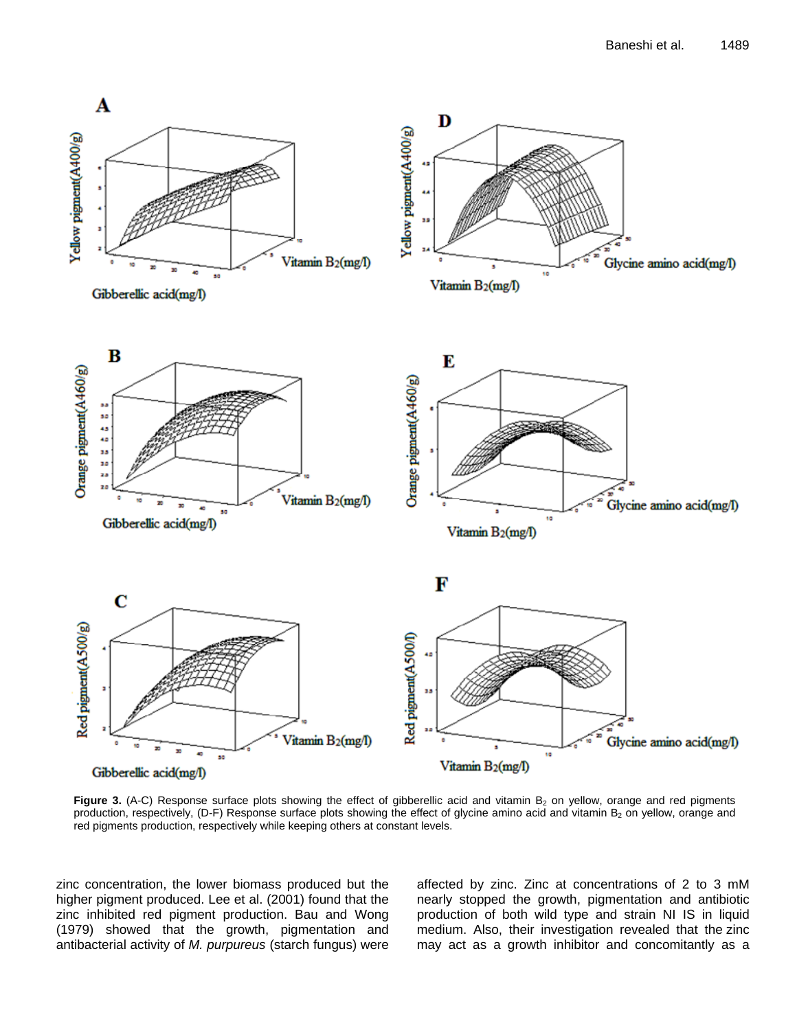**Figure 3.** (A-C) Response surface plots showing the effect of gibberellic acid and vitamin $B_2$ on yellow, orange and red pigments production, respectively, (D-F) Response surface plots showing the effect of glycine amino acid and vitamin $B_2$ on yellow, orange and red pigments production, respectively while keeping others at constant levels.

zinc concentration, the lower biomass produced but the higher pigment produced. Lee et al. (2001) found that the zinc inhibited red pigment production. Bau and Wong (1979) showed that the growth, pigmentation and antibacterial activity of *M. purpureus* (starch fungus) were affected by zinc. Zinc at concentrations of 2 to 3 mM nearly stopped the growth, pigmentation and antibiotic production of both wild type and strain NI IS in liquid medium. Also, their investigation revealed that the zinc may act as a growth inhibitor and concomitantly as a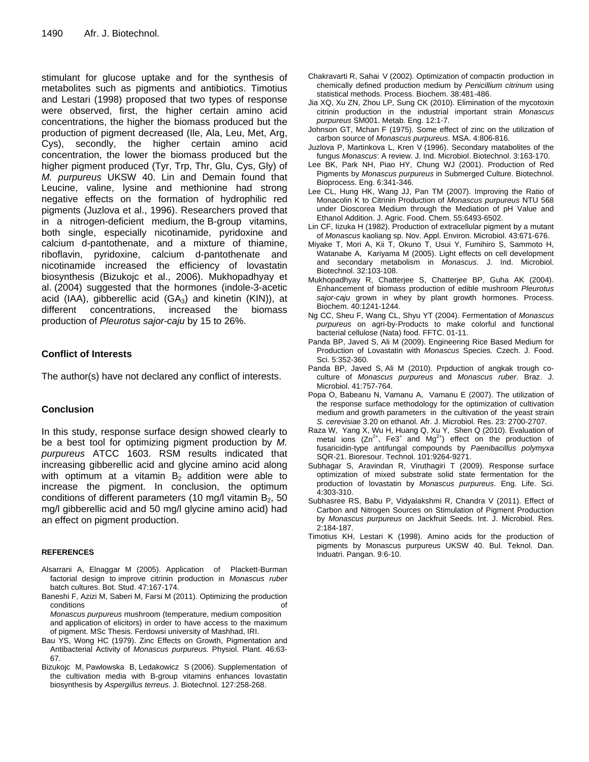stimulant for glucose uptake and for the synthesis of metabolites such as pigments and antibiotics. Timotius and Lestari (1998) proposed that two types of response were observed, first, the higher certain amino acid concentrations, the higher the biomass produced but the production of pigment decreased (Ile, Ala, Leu, Met, Arg, Cys), secondly, the higher certain amino acid concentration, the lower the biomass produced but the higher pigment produced (Tyr, Trp, Thr, Glu, Cys, Gly) of *M. purpureus* UKSW 40. Lin and Demain found that Leucine, valine, lysine and methionine had strong negative effects on the formation of hydrophilic red pigments (Juzlova et al., 1996). Researchers proved that in a nitrogen-deficient medium, the B-group vitamins, both single, especially nicotinamide, pyridoxine and calcium d-pantothenate, and a mixture of thiamine, riboflavin, pyridoxine, calcium d-pantothenate and nicotinamide increased the efficiency of lovastatin biosynthesis (Bizukojc et al., 2006). Mukhopadhyay et al. (2004) suggested that the hormones (indole-3-acetic acid (IAA), gibberellic acid ($GA_3$) and kinetin (KIN)), at different concentrations, increased the biomass production of *Pleurotus sajor-caju* by 15 to 26%.

## Conflict of Interests

The author(s) have not declared any conflict of interests.

## Conclusion

In this study, response surface design showed clearly to be a best tool for optimizing pigment production by *M. purpureus* ATCC 1603. RSM results indicated that increasing gibberellic acid and glycine amino acid along with optimum at a vitamin $B_2$ addition were able to increase the pigment. In conclusion, the optimum conditions of different parameters (10 mg/l vitamin $B_2$, 50 mg/l gibberellic acid and 50 mg/l glycine amino acid) had an effect on pigment production.

## REFERENCES

Alsarrani A, Elnaggar M (2005). Application of Plackett-Burman factorial design to improve citrinin production in *Monascus ruber* batch cultures. Bot. Stud. 47:167-174.

Baneshi F, Azizi M, Saberi M, Farsi M (2011). Optimizing the production conditions of *Monascus purpureus* mushroom (temperature, medium composition and application of elicitors) in order to have access to the maximum of pigment. MSc Thesis. Ferdowsi university of Mashhad, IRI.

Bau YS, Wong HC (1979). Zinc Effects on Growth, Pigmentation and Antibacterial Activity of *Monascus purpureus.* Physiol. Plant. 46:63-67.

Bizukojc M, Pawlowska B, Ledakowicz S (2006). Supplementation of the cultivation media with B-group vitamins enhances lovastatin biosynthesis by *Aspergillus terreus*. J. Biotechnol. 127:258-268.

Chakravarti R, Sahai V (2002). Optimization of compactin production in chemically defined production medium by *Penicillium citrinum* using statistical methods. Process. Biochem. 38:481-486.

Jia XQ, Xu ZN, Zhou LP, Sung CK (2010). Elimination of the mycotoxin citrinin production in the industrial important strain *Monascus purpureus* SM001. Metab. Eng. 12:1-7.

Johnson GT, Mchan F (1975). Some effect of zinc on the utilization of carbon source of *Monascus purpureus*. MSA. 4:806-816.

Juzlova P, Martinkova L, Kren V (1996). Secondary matabolites of the fungus *Monascus*: A review. J. Ind. Microbiol. Biotechnol. 3:163-170.

Lee BK, Park NH, Piao HY, Chung WJ (2001). Production of Red Pigments by *Monascus purpureus* in Submerged Culture. Biotechnol. Bioprocess. Eng. 6:341-346.

Lee CL, Hung HK, Wang JJ, Pan TM (2007). Improving the Ratio of Monacolin K to Citrinin Production of *Monascus purpureus* NTU 568 under Dioscorea Medium through the Mediation of pH Value and Ethanol Addition. J. Agric. Food. Chem. 55:6493-6502.

Lin CF, Iizuka H (1982). Production of extracellular pigment by a mutant of *Monascus* kaoliang sp. Nov. Appl. Environ. Microbiol. 43:671-676.

Miyake T, Mori A, Kii T, Okuno T, Usui Y, Fumihiro S, Sammoto H, Watanabe A, Kariyama M (2005). Light effects on cell development and secondary metabolism in *Monascus*. J. Ind. Microbiol. Biotechnol. 32:103-108.

Mukhopadhyay R, Chatterjee S, Chatterjee BP, Guha AK (2004). Enhancement of biomass production of edible mushroom *Pleurotus sajor-caju* grown in whey by plant growth hormones. Process. Biochem. 40:1241-1244.

Ng CC, Sheu F, Wang CL, Shyu YT (2004). Fermentation of *Monascus purpureus* on agri-by-Products to make colorful and functional bacterial cellulose (Nata) food. FFTC. 01-11.

Panda BP, Javed S, Ali M (2009). Engineering Rice Based Medium for Production of Lovastatin with *Monascus* Species. Czech. J. Food. Sci. 5:352-360.

Panda BP, Javed S, Ali M (2010). Prpduction of angkak trough co-culture of *Monascus purpureus* and *Monascus ruber*. Braz. J. Microbiol. 41:757-764.

Popa O, Babeanu N, Vamanu A, Vamanu E (2007). The utilization of the response surface methodology for the optimization of cultivation medium and growth parameters in the cultivation of the yeast strain *S. cerevisiae* 3.20 on ethanol. Afr. J. Microbiol. Res. 23: 2700-2707.

Raza W, Yang X, Wu H, Huang Q, Xu Y, Shen Q (2010). Evaluation of metal ions ($Zn^{2+}$, Fe3$^{+}$ and $Mg^{2+}$) effect on the production of fusaricidin-type antifungal compounds by *Paenibacillus polymyxa* SQR-21. Bioresour. Technol. 101:9264-9271.

Subhagar S, Aravindan R, Viruthagiri T (2009). Response surface optimization of mixed substrate solid state fermentation for the production of lovastatin by *Monascus purpureus*. Eng. Life. Sci. 4:303-310.

Subhasree RS, Babu P, Vidyalakshmi R, Chandra V (2011). Effect of Carbon and Nitrogen Sources on Stimulation of Pigment Production by *Monascus purpureus* on Jackfruit Seeds. Int. J. Microbiol. Res. 2:184-187.

Timotius KH, Lestari K (1998). Amino acids for the production of pigments by Monascus purpureus UKSW 40. Bul. Teknol. Dan. Induatri. Pangan. 9:6-10.